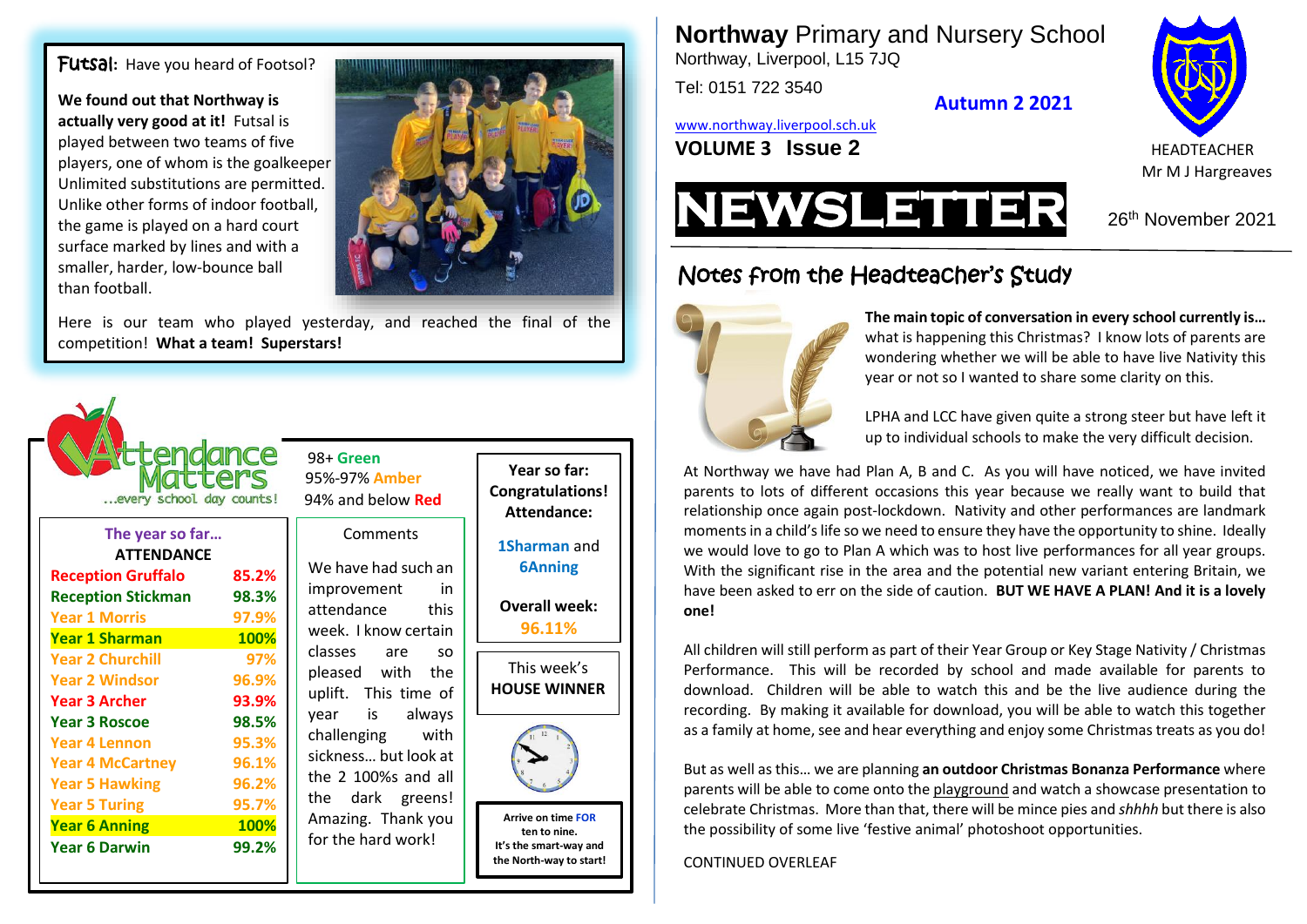# Northway Primary and Nursery School

Northway, Liverpool, L15 7JQ

Tel: 0151 722 3540

www.northway.liverpool.sch.uk

**Autumn 2 2021**

**VOLUME 3 Issue 2**

HEADTEACHER
Mr M J Hargreaves

# NEWSLETTER

26th November 2021

## Notes from the Headteacher's Study

**The main topic of conversation in every school currently is…** what is happening this Christmas? I know lots of parents are wondering whether we will be able to have live Nativity this year or not so I wanted to share some clarity on this.

LPHA and LCC have given quite a strong steer but have left it up to individual schools to make the very difficult decision.

At Northway we have had Plan A, B and C. As you will have noticed, we have invited parents to lots of different occasions this year because we really want to build that relationship once again post-lockdown. Nativity and other performances are landmark moments in a child's life so we need to ensure they have the opportunity to shine. Ideally we would love to go to Plan A which was to host live performances for all year groups. With the significant rise in the area and the potential new variant entering Britain, we have been asked to err on the side of caution. **BUT WE HAVE A PLAN! And it is a lovely one!**

All children will still perform as part of their Year Group or Key Stage Nativity / Christmas Performance. This will be recorded by school and made available for parents to download. Children will be able to watch this and be the live audience during the recording. By making it available for download, you will be able to watch this together as a family at home, see and hear everything and enjoy some Christmas treats as you do!

But as well as this… we are planning **an outdoor Christmas Bonanza Performance** where parents will be able to come onto the playground and watch a showcase presentation to celebrate Christmas. More than that, there will be mince pies and *shhhh* but there is also the possibility of some live 'festive animal' photoshoot opportunities.

CONTINUED OVERLEAF

## Futsal: Have you heard of Footsol?

**We found out that Northway is actually very good at it!** Futsal is played between two teams of five players, one of whom is the goalkeeper Unlimited substitutions are permitted. Unlike other forms of indoor football, the game is played on a hard court surface marked by lines and with a smaller, harder, low-bounce ball than football.

Here is our team who played yesterday, and reached the final of the competition! **What a team! Superstars!**

## Attendance Matters

…every school day counts!

98+ Green
95%-97% Amber
94% and below Red

**The year so far… ATTENDANCE**

| Class | Attendance |
|---|---|
| Reception Gruffalo | 85.2% |
| Reception Stickman | 98.3% |
| Year 1 Morris | 97.9% |
| Year 1 Sharman | 100% |
| Year 2 Churchill | 97% |
| Year 2 Windsor | 96.9% |
| Year 3 Archer | 93.9% |
| Year 3 Roscoe | 98.5% |
| Year 4 Lennon | 95.3% |
| Year 4 McCartney | 96.1% |
| Year 5 Hawking | 96.2% |
| Year 5 Turing | 95.7% |
| Year 6 Anning | 100% |
| Year 6 Darwin | 99.2% |

**Comments**

We have had such an improvement in attendance this week. I know certain classes are so pleased with the uplift. This time of year is always challenging with sickness… but look at the 2 100%s and all the dark greens! Amazing. Thank you for the hard work!

**Year so far: Congratulations! Attendance:**

**1Sharman** and **6Anning**

**Overall week: 96.11%**

This week's **HOUSE WINNER**

**Arrive on time FOR ten to nine. It's the smart-way and the North-way to start!**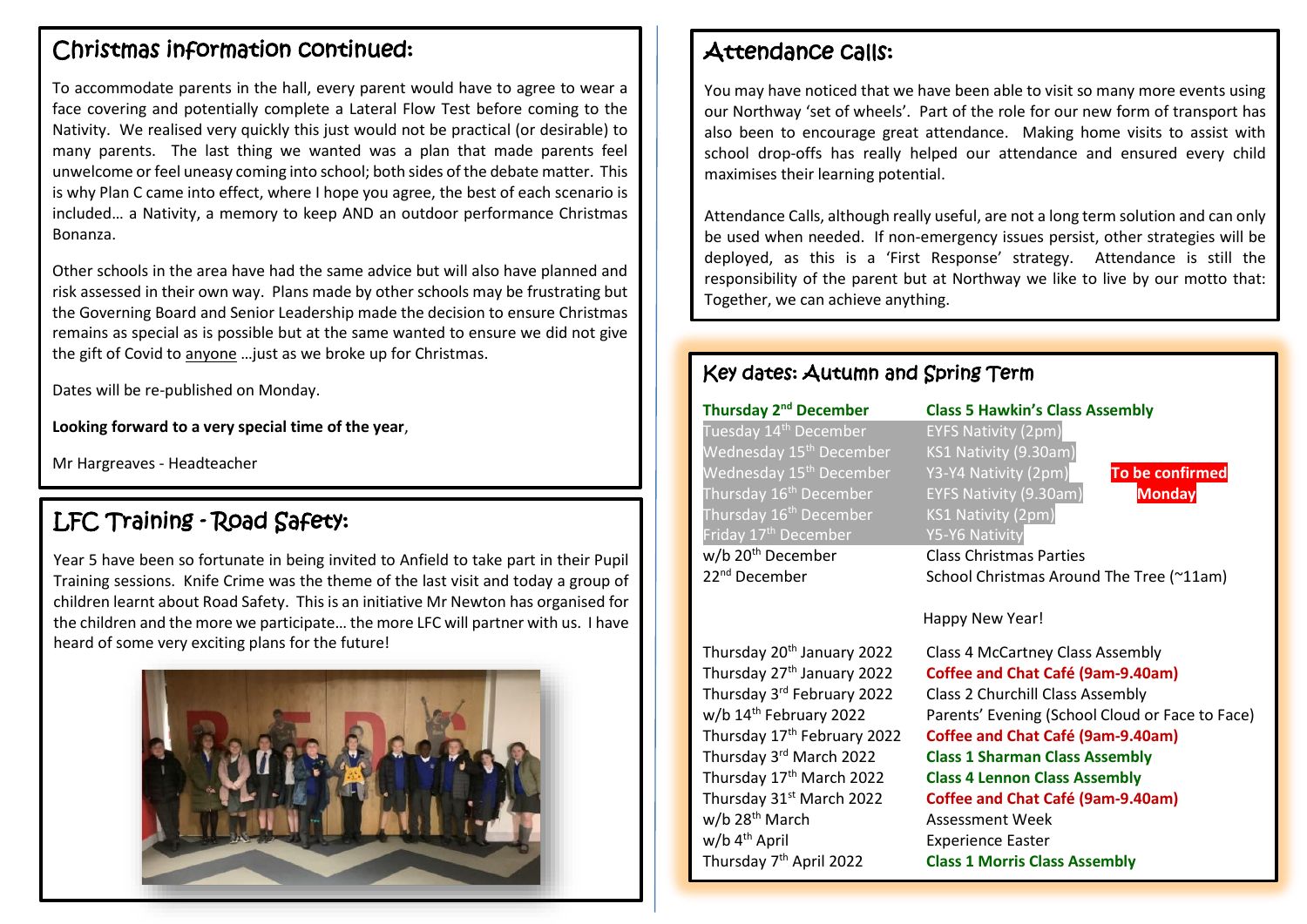## Christmas information continued:

To accommodate parents in the hall, every parent would have to agree to wear a face covering and potentially complete a Lateral Flow Test before coming to the Nativity. We realised very quickly this just would not be practical (or desirable) to many parents. The last thing we wanted was a plan that made parents feel unwelcome or feel uneasy coming into school; both sides of the debate matter. This is why Plan C came into effect, where I hope you agree, the best of each scenario is included… a Nativity, a memory to keep AND an outdoor performance Christmas Bonanza.

Other schools in the area have had the same advice but will also have planned and risk assessed in their own way. Plans made by other schools may be frustrating but the Governing Board and Senior Leadership made the decision to ensure Christmas remains as special as is possible but at the same wanted to ensure we did not give the gift of Covid to anyone …just as we broke up for Christmas.

Dates will be re-published on Monday.

**Looking forward to a very special time of the year**,

Mr Hargreaves - Headteacher

## LFC Training - Road Safety:

Year 5 have been so fortunate in being invited to Anfield to take part in their Pupil Training sessions. Knife Crime was the theme of the last visit and today a group of children learnt about Road Safety. This is an initiative Mr Newton has organised for the children and the more we participate… the more LFC will partner with us. I have heard of some very exciting plans for the future!

## Attendance calls:

You may have noticed that we have been able to visit so many more events using our Northway 'set of wheels'. Part of the role for our new form of transport has also been to encourage great attendance. Making home visits to assist with school drop-offs has really helped our attendance and ensured every child maximises their learning potential.

Attendance Calls, although really useful, are not a long term solution and can only be used when needed. If non-emergency issues persist, other strategies will be deployed, as this is a 'First Response' strategy. Attendance is still the responsibility of the parent but at Northway we like to live by our motto that: Together, we can achieve anything.

## Key dates: Autumn and Spring Term

| Date | Event | |
|---|---|---|
| **Thursday 2nd December** | **Class 5 Hawkin's Class Assembly** | |
| Tuesday 14th December | EYFS Nativity (2pm) | |
| Wednesday 15th December | KS1 Nativity (9.30am) | |
| Wednesday 15th December | Y3-Y4 Nativity (2pm) | **To be confirmed** |
| Thursday 16th December | EYFS Nativity (9.30am) | **Monday** |
| Thursday 16th December | KS1 Nativity (2pm) | |
| Friday 17th December | Y5-Y6 Nativity | |
| w/b 20th December | Class Christmas Parties | |
| 22nd December | School Christmas Around The Tree (~11am) | |
| | Happy New Year! | |
| Thursday 20th January 2022 | Class 4 McCartney Class Assembly | |
| Thursday 27th January 2022 | **Coffee and Chat Café (9am-9.40am)** | |
| Thursday 3rd February 2022 | Class 2 Churchill Class Assembly | |
| w/b 14th February 2022 | Parents' Evening (School Cloud or Face to Face) | |
| Thursday 17th February 2022 | **Coffee and Chat Café (9am-9.40am)** | |
| Thursday 3rd March 2022 | **Class 1 Sharman Class Assembly** | |
| Thursday 17th March 2022 | **Class 4 Lennon Class Assembly** | |
| Thursday 31st March 2022 | **Coffee and Chat Café (9am-9.40am)** | |
| w/b 28th March | Assessment Week | |
| w/b 4th April | Experience Easter | |
| Thursday 7th April 2022 | **Class 1 Morris Class Assembly** | |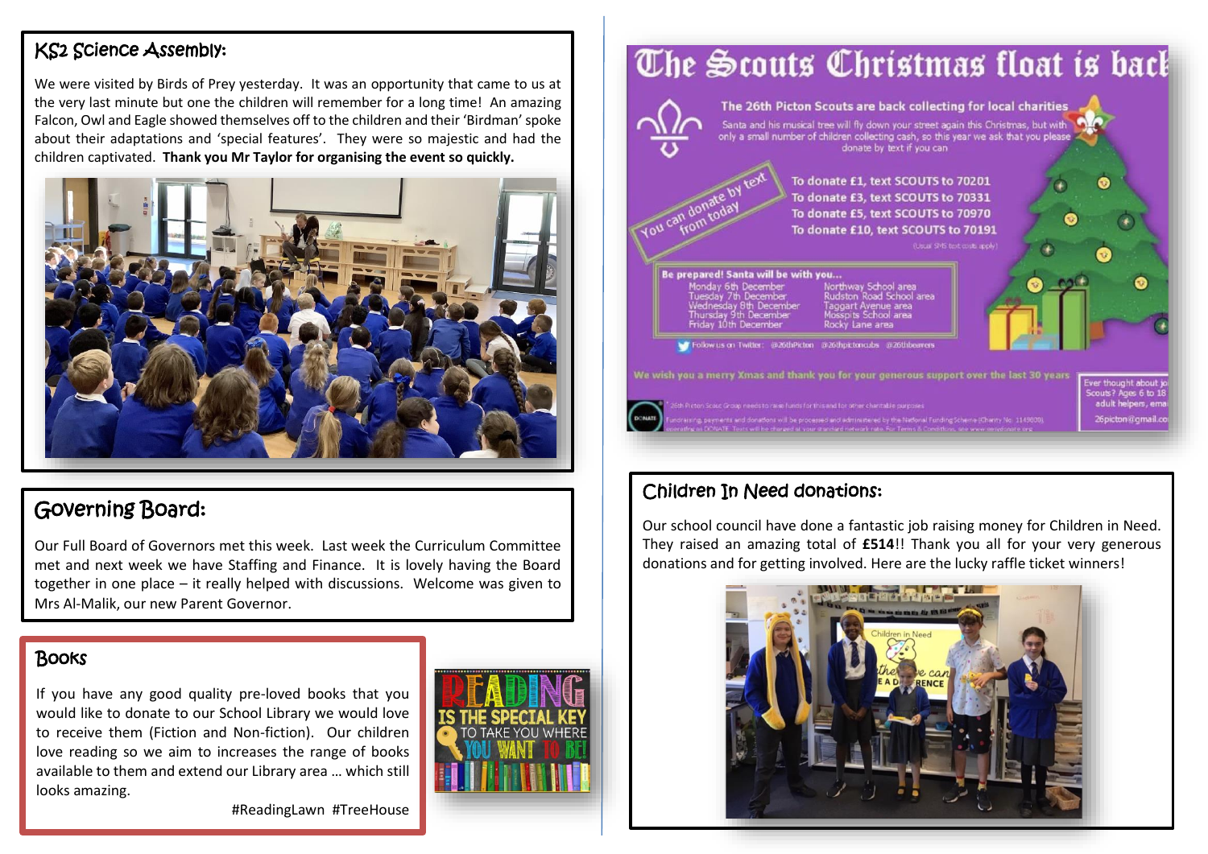## KS2 Science Assembly:

We were visited by Birds of Prey yesterday. It was an opportunity that came to us at the very last minute but one the children will remember for a long time! An amazing Falcon, Owl and Eagle showed themselves off to the children and their 'Birdman' spoke about their adaptations and 'special features'. They were so majestic and had the children captivated. **Thank you Mr Taylor for organising the event so quickly.**

## Governing Board:

Our Full Board of Governors met this week. Last week the Curriculum Committee met and next week we have Staffing and Finance. It is lovely having the Board together in one place – it really helped with discussions. Welcome was given to Mrs Al-Malik, our new Parent Governor.

## Books

If you have any good quality pre-loved books that you would like to donate to our School Library we would love to receive them (Fiction and Non-fiction). Our children love reading so we aim to increases the range of books available to them and extend our Library area … which still looks amazing.

#ReadingLawn #TreeHouse

# The Scouts Christmas float is back

**The 26th Picton Scouts are back collecting for local charities**

Santa and his musical tree will fly down your street again this Christmas, but with only a small number of children collecting cash, so this year we ask that you please donate by text if you can

You can donate by text from today

To donate £1, text SCOUTS to 70201
To donate £3, text SCOUTS to 70331
To donate £5, text SCOUTS to 70970
To donate £10, text SCOUTS to 70191

(Usual SMS text costs apply)

**Be prepared! Santa will be with you...**

| | |
|---|---|
| Monday 6th December | Northway School area |
| Tuesday 7th December | Rudston Road School area |
| Wednesday 8th December | Taggart Avenue area |
| Thursday 9th December | Mosspits School area |
| Friday 10th December | Rocky Lane area |

Follow us on Twitter: @26thPicton @26thpictoncubs @26thbeavers

We wish you a merry Xmas and thank you for your generous support over the last 30 years

Ever thought about joining Scouts? Ages 6 to 18, adult helpers, email 26picton@gmail.com

## Children In Need donations:

Our school council have done a fantastic job raising money for Children in Need. They raised an amazing total of **£514**!! Thank you all for your very generous donations and for getting involved. Here are the lucky raffle ticket winners!